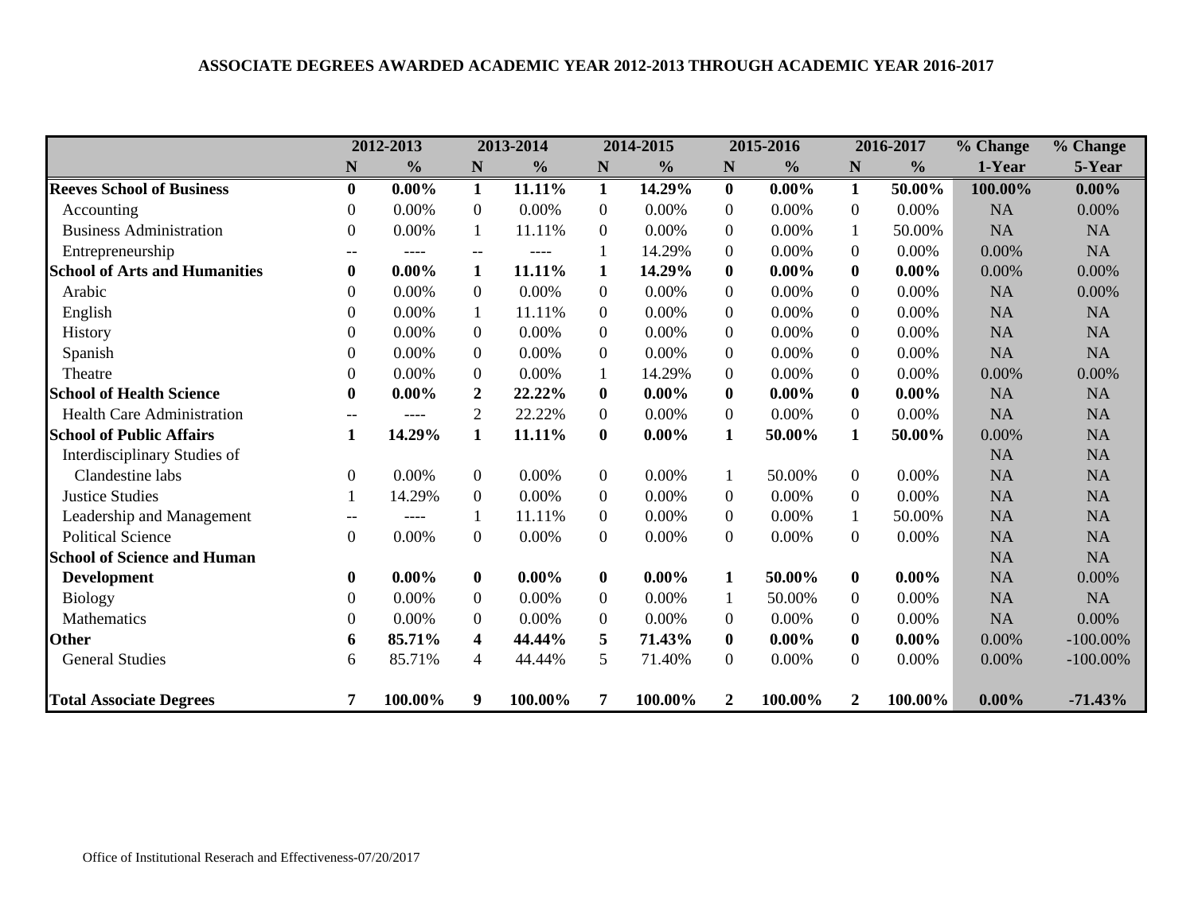# ASSOCIATE DEGREES AWARDED ACADEMIC YEAR 2012-2013 THROUGH ACADEMIC YEAR 2016-2017

| | 2012-2013 | | 2013-2014 | | 2014-2015 | | 2015-2016 | | 2016-2017 | | % Change | % Change |
|---|---|---|---|---|---|---|---|---|---|---|---|---|
| | N | % | N | % | N | % | N | % | N | % | 1-Year | 5-Year |
| **Reeves School of Business** | **0** | **0.00%** | **1** | **11.11%** | **1** | **14.29%** | **0** | **0.00%** | **1** | **50.00%** | **100.00%** | **0.00%** |
| Accounting | 0 | 0.00% | 0 | 0.00% | 0 | 0.00% | 0 | 0.00% | 0 | 0.00% | NA | 0.00% |
| Business Administration | 0 | 0.00% | 1 | 11.11% | 0 | 0.00% | 0 | 0.00% | 1 | 50.00% | NA | NA |
| Entrepreneurship | -- | ---- | -- | ---- | 1 | 14.29% | 0 | 0.00% | 0 | 0.00% | 0.00% | NA |
| **School of Arts and Humanities** | **0** | **0.00%** | **1** | **11.11%** | **1** | **14.29%** | **0** | **0.00%** | **0** | **0.00%** | 0.00% | 0.00% |
| Arabic | 0 | 0.00% | 0 | 0.00% | 0 | 0.00% | 0 | 0.00% | 0 | 0.00% | NA | 0.00% |
| English | 0 | 0.00% | 1 | 11.11% | 0 | 0.00% | 0 | 0.00% | 0 | 0.00% | NA | NA |
| History | 0 | 0.00% | 0 | 0.00% | 0 | 0.00% | 0 | 0.00% | 0 | 0.00% | NA | NA |
| Spanish | 0 | 0.00% | 0 | 0.00% | 0 | 0.00% | 0 | 0.00% | 0 | 0.00% | NA | NA |
| Theatre | 0 | 0.00% | 0 | 0.00% | 1 | 14.29% | 0 | 0.00% | 0 | 0.00% | 0.00% | 0.00% |
| **School of Health Science** | **0** | **0.00%** | **2** | **22.22%** | **0** | **0.00%** | **0** | **0.00%** | **0** | **0.00%** | NA | NA |
| Health Care Administration | -- | ---- | 2 | 22.22% | 0 | 0.00% | 0 | 0.00% | 0 | 0.00% | NA | NA |
| **School of Public Affairs** | **1** | **14.29%** | **1** | **11.11%** | **0** | **0.00%** | **1** | **50.00%** | **1** | **50.00%** | 0.00% | NA |
| Interdisciplinary Studies of Clandestine labs | 0 | 0.00% | 0 | 0.00% | 0 | 0.00% | 1 | 50.00% | 0 | 0.00% | NA | NA |
| Justice Studies | 1 | 14.29% | 0 | 0.00% | 0 | 0.00% | 0 | 0.00% | 0 | 0.00% | NA | NA |
| Leadership and Management | -- | ---- | 1 | 11.11% | 0 | 0.00% | 0 | 0.00% | 1 | 50.00% | NA | NA |
| Political Science | 0 | 0.00% | 0 | 0.00% | 0 | 0.00% | 0 | 0.00% | 0 | 0.00% | NA | NA |
| **School of Science and Human Development** | **0** | **0.00%** | **0** | **0.00%** | **0** | **0.00%** | **1** | **50.00%** | **0** | **0.00%** | NA | 0.00% |
| Biology | 0 | 0.00% | 0 | 0.00% | 0 | 0.00% | 1 | 50.00% | 0 | 0.00% | NA | NA |
| Mathematics | 0 | 0.00% | 0 | 0.00% | 0 | 0.00% | 0 | 0.00% | 0 | 0.00% | NA | 0.00% |
| **Other** | **6** | **85.71%** | **4** | **44.44%** | **5** | **71.43%** | **0** | **0.00%** | **0** | **0.00%** | 0.00% | -100.00% |
| General Studies | 6 | 85.71% | 4 | 44.44% | 5 | 71.40% | 0 | 0.00% | 0 | 0.00% | 0.00% | -100.00% |
| **Total Associate Degrees** | **7** | **100.00%** | **9** | **100.00%** | **7** | **100.00%** | **2** | **100.00%** | **2** | **100.00%** | **0.00%** | **-71.43%** |

Office of Institutional Reserach and Effectiveness-07/20/2017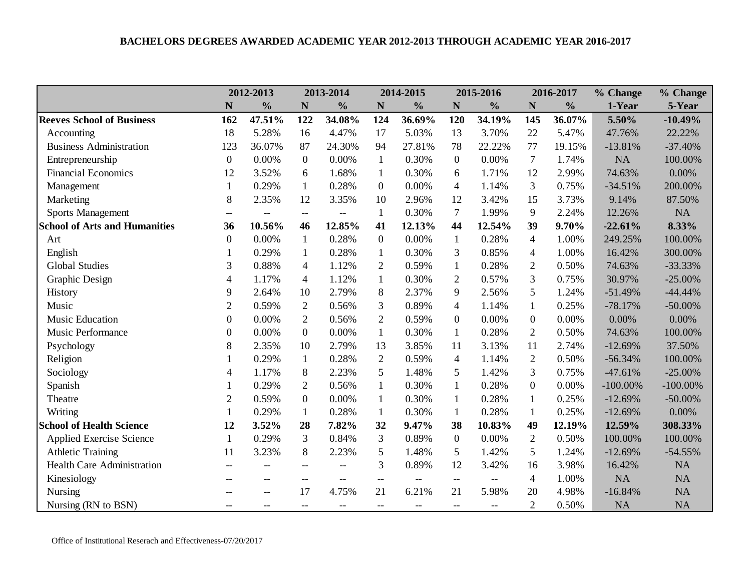**BACHELORS DEGREES AWARDED ACADEMIC YEAR 2012-2013 THROUGH ACADEMIC YEAR 2016-2017**

| | 2012-2013 | | 2013-2014 | | 2014-2015 | | 2015-2016 | | 2016-2017 | | % Change | % Change |
|---|---|---|---|---|---|---|---|---|---|---|---|---|
| | N | % | N | % | N | % | N | % | N | % | 1-Year | 5-Year |
| **Reeves School of Business** | **162** | **47.51%** | **122** | **34.08%** | **124** | **36.69%** | **120** | **34.19%** | **145** | **36.07%** | **5.50%** | **-10.49%** |
| Accounting | 18 | 5.28% | 16 | 4.47% | 17 | 5.03% | 13 | 3.70% | 22 | 5.47% | 47.76% | 22.22% |
| Business Administration | 123 | 36.07% | 87 | 24.30% | 94 | 27.81% | 78 | 22.22% | 77 | 19.15% | -13.81% | -37.40% |
| Entrepreneurship | 0 | 0.00% | 0 | 0.00% | 1 | 0.30% | 0 | 0.00% | 7 | 1.74% | NA | 100.00% |
| Financial Economics | 12 | 3.52% | 6 | 1.68% | 1 | 0.30% | 6 | 1.71% | 12 | 2.99% | 74.63% | 0.00% |
| Management | 1 | 0.29% | 1 | 0.28% | 0 | 0.00% | 4 | 1.14% | 3 | 0.75% | -34.51% | 200.00% |
| Marketing | 8 | 2.35% | 12 | 3.35% | 10 | 2.96% | 12 | 3.42% | 15 | 3.73% | 9.14% | 87.50% |
| Sports Management | -- | -- | -- | -- | 1 | 0.30% | 7 | 1.99% | 9 | 2.24% | 12.26% | NA |
| **School of Arts and Humanities** | **36** | **10.56%** | **46** | **12.85%** | **41** | **12.13%** | **44** | **12.54%** | **39** | **9.70%** | **-22.61%** | **8.33%** |
| Art | 0 | 0.00% | 1 | 0.28% | 0 | 0.00% | 1 | 0.28% | 4 | 1.00% | 249.25% | 100.00% |
| English | 1 | 0.29% | 1 | 0.28% | 1 | 0.30% | 3 | 0.85% | 4 | 1.00% | 16.42% | 300.00% |
| Global Studies | 3 | 0.88% | 4 | 1.12% | 2 | 0.59% | 1 | 0.28% | 2 | 0.50% | 74.63% | -33.33% |
| Graphic Design | 4 | 1.17% | 4 | 1.12% | 1 | 0.30% | 2 | 0.57% | 3 | 0.75% | 30.97% | -25.00% |
| History | 9 | 2.64% | 10 | 2.79% | 8 | 2.37% | 9 | 2.56% | 5 | 1.24% | -51.49% | -44.44% |
| Music | 2 | 0.59% | 2 | 0.56% | 3 | 0.89% | 4 | 1.14% | 1 | 0.25% | -78.17% | -50.00% |
| Music Education | 0 | 0.00% | 2 | 0.56% | 2 | 0.59% | 0 | 0.00% | 0 | 0.00% | 0.00% | 0.00% |
| Music Performance | 0 | 0.00% | 0 | 0.00% | 1 | 0.30% | 1 | 0.28% | 2 | 0.50% | 74.63% | 100.00% |
| Psychology | 8 | 2.35% | 10 | 2.79% | 13 | 3.85% | 11 | 3.13% | 11 | 2.74% | -12.69% | 37.50% |
| Religion | 1 | 0.29% | 1 | 0.28% | 2 | 0.59% | 4 | 1.14% | 2 | 0.50% | -56.34% | 100.00% |
| Sociology | 4 | 1.17% | 8 | 2.23% | 5 | 1.48% | 5 | 1.42% | 3 | 0.75% | -47.61% | -25.00% |
| Spanish | 1 | 0.29% | 2 | 0.56% | 1 | 0.30% | 1 | 0.28% | 0 | 0.00% | -100.00% | -100.00% |
| Theatre | 2 | 0.59% | 0 | 0.00% | 1 | 0.30% | 1 | 0.28% | 1 | 0.25% | -12.69% | -50.00% |
| Writing | 1 | 0.29% | 1 | 0.28% | 1 | 0.30% | 1 | 0.28% | 1 | 0.25% | -12.69% | 0.00% |
| **School of Health Science** | **12** | **3.52%** | **28** | **7.82%** | **32** | **9.47%** | **38** | **10.83%** | **49** | **12.19%** | **12.59%** | **308.33%** |
| Applied Exercise Science | 1 | 0.29% | 3 | 0.84% | 3 | 0.89% | 0 | 0.00% | 2 | 0.50% | 100.00% | 100.00% |
| Athletic Training | 11 | 3.23% | 8 | 2.23% | 5 | 1.48% | 5 | 1.42% | 5 | 1.24% | -12.69% | -54.55% |
| Health Care Administration | -- | -- | -- | -- | 3 | 0.89% | 12 | 3.42% | 16 | 3.98% | 16.42% | NA |
| Kinesiology | -- | -- | -- | -- | -- | -- | -- | -- | 4 | 1.00% | NA | NA |
| Nursing | -- | -- | 17 | 4.75% | 21 | 6.21% | 21 | 5.98% | 20 | 4.98% | -16.84% | NA |
| Nursing (RN to BSN) | -- | -- | -- | -- | -- | -- | -- | -- | 2 | 0.50% | NA | NA |

Office of Institutional Reserach and Effectiveness-07/20/2017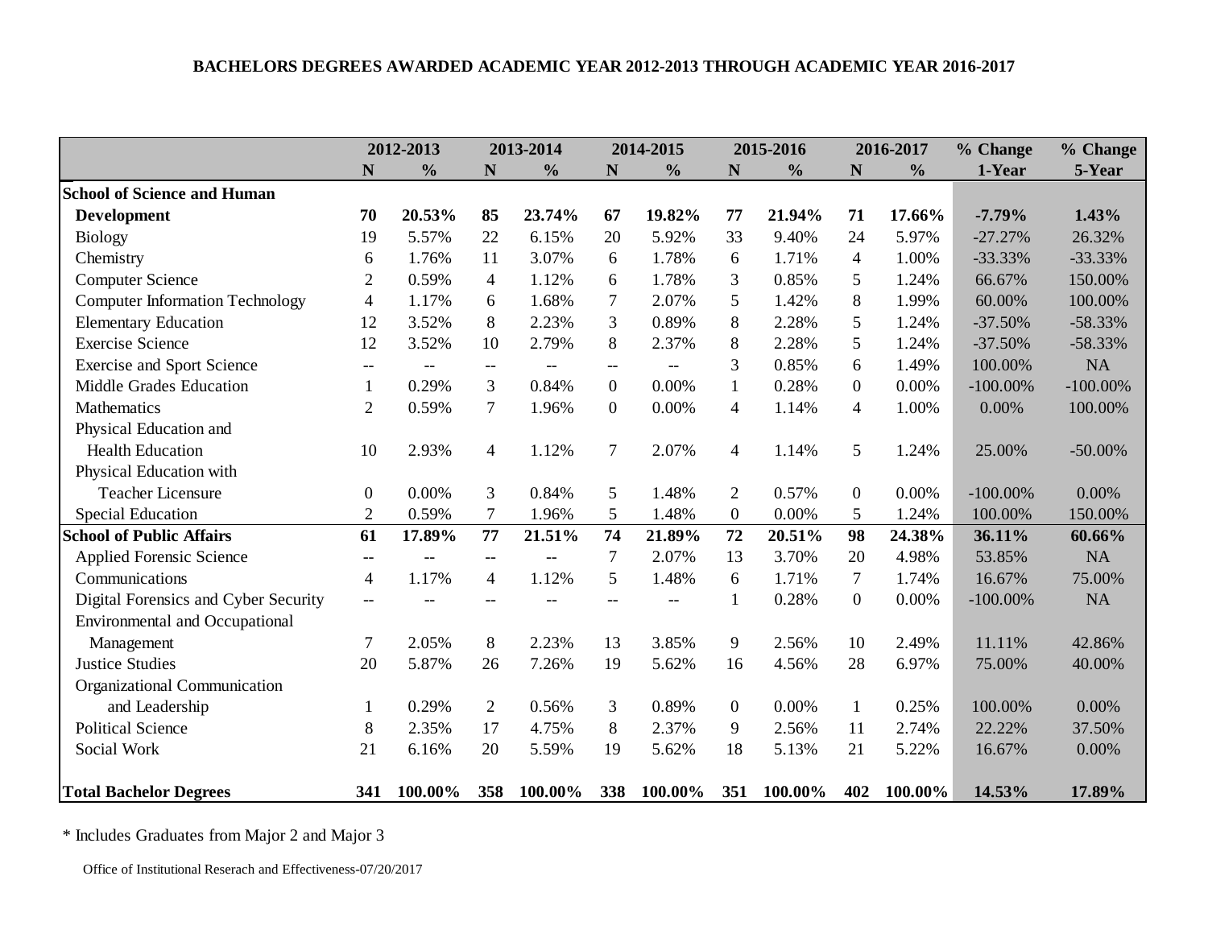**BACHELORS DEGREES AWARDED ACADEMIC YEAR 2012-2013 THROUGH ACADEMIC YEAR 2016-2017**

| | 2012-2013 | | 2013-2014 | | 2014-2015 | | 2015-2016 | | 2016-2017 | | % Change | % Change |
|---|---|---|---|---|---|---|---|---|---|---|---|---|
| | N | % | N | % | N | % | N | % | N | % | 1-Year | 5-Year |
| **School of Science and Human Development** | **70** | **20.53%** | **85** | **23.74%** | **67** | **19.82%** | **77** | **21.94%** | **71** | **17.66%** | **-7.79%** | **1.43%** |
| Biology | 19 | 5.57% | 22 | 6.15% | 20 | 5.92% | 33 | 9.40% | 24 | 5.97% | -27.27% | 26.32% |
| Chemistry | 6 | 1.76% | 11 | 3.07% | 6 | 1.78% | 6 | 1.71% | 4 | 1.00% | -33.33% | -33.33% |
| Computer Science | 2 | 0.59% | 4 | 1.12% | 6 | 1.78% | 3 | 0.85% | 5 | 1.24% | 66.67% | 150.00% |
| Computer Information Technology | 4 | 1.17% | 6 | 1.68% | 7 | 2.07% | 5 | 1.42% | 8 | 1.99% | 60.00% | 100.00% |
| Elementary Education | 12 | 3.52% | 8 | 2.23% | 3 | 0.89% | 8 | 2.28% | 5 | 1.24% | -37.50% | -58.33% |
| Exercise Science | 12 | 3.52% | 10 | 2.79% | 8 | 2.37% | 8 | 2.28% | 5 | 1.24% | -37.50% | -58.33% |
| Exercise and Sport Science | -- | -- | -- | -- | -- | -- | 3 | 0.85% | 6 | 1.49% | 100.00% | NA |
| Middle Grades Education | 1 | 0.29% | 3 | 0.84% | 0 | 0.00% | 1 | 0.28% | 0 | 0.00% | -100.00% | -100.00% |
| Mathematics | 2 | 0.59% | 7 | 1.96% | 0 | 0.00% | 4 | 1.14% | 4 | 1.00% | 0.00% | 100.00% |
| Physical Education and Health Education | 10 | 2.93% | 4 | 1.12% | 7 | 2.07% | 4 | 1.14% | 5 | 1.24% | 25.00% | -50.00% |
| Physical Education with Teacher Licensure | 0 | 0.00% | 3 | 0.84% | 5 | 1.48% | 2 | 0.57% | 0 | 0.00% | -100.00% | 0.00% |
| Special Education | 2 | 0.59% | 7 | 1.96% | 5 | 1.48% | 0 | 0.00% | 5 | 1.24% | 100.00% | 150.00% |
| **School of Public Affairs** | **61** | **17.89%** | **77** | **21.51%** | **74** | **21.89%** | **72** | **20.51%** | **98** | **24.38%** | **36.11%** | **60.66%** |
| Applied Forensic Science | -- | -- | -- | -- | 7 | 2.07% | 13 | 3.70% | 20 | 4.98% | 53.85% | NA |
| Communications | 4 | 1.17% | 4 | 1.12% | 5 | 1.48% | 6 | 1.71% | 7 | 1.74% | 16.67% | 75.00% |
| Digital Forensics and Cyber Security | -- | -- | -- | -- | -- | -- | 1 | 0.28% | 0 | 0.00% | -100.00% | NA |
| Environmental and Occupational Management | 7 | 2.05% | 8 | 2.23% | 13 | 3.85% | 9 | 2.56% | 10 | 2.49% | 11.11% | 42.86% |
| Justice Studies | 20 | 5.87% | 26 | 7.26% | 19 | 5.62% | 16 | 4.56% | 28 | 6.97% | 75.00% | 40.00% |
| Organizational Communication and Leadership | 1 | 0.29% | 2 | 0.56% | 3 | 0.89% | 0 | 0.00% | 1 | 0.25% | 100.00% | 0.00% |
| Political Science | 8 | 2.35% | 17 | 4.75% | 8 | 2.37% | 9 | 2.56% | 11 | 2.74% | 22.22% | 37.50% |
| Social Work | 21 | 6.16% | 20 | 5.59% | 19 | 5.62% | 18 | 5.13% | 21 | 5.22% | 16.67% | 0.00% |
| **Total Bachelor Degrees** | **341** | **100.00%** | **358** | **100.00%** | **338** | **100.00%** | **351** | **100.00%** | **402** | **100.00%** | **14.53%** | **17.89%** |

* Includes Graduates from Major 2 and Major 3

Office of Institutional Reserach and Effectiveness-07/20/2017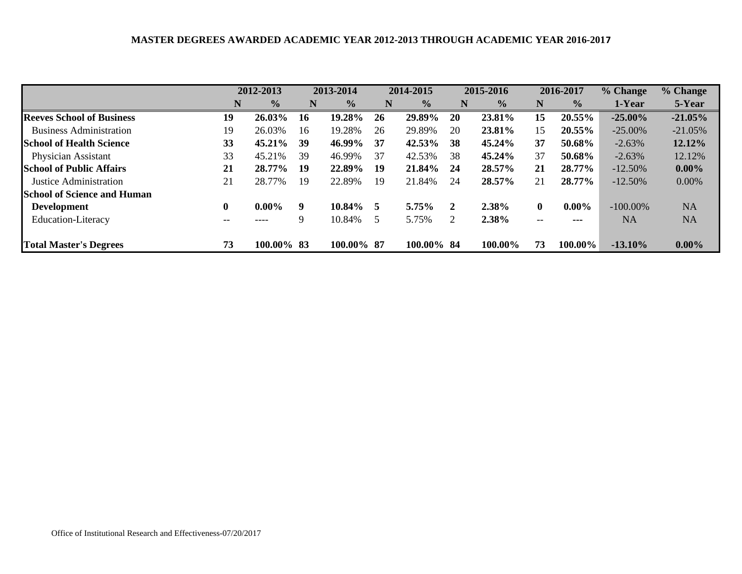**MASTER DEGREES AWARDED ACADEMIC YEAR 2012-2013 THROUGH ACADEMIC YEAR 2016-2017**

| | 2012-2013 | | 2013-2014 | | 2014-2015 | | 2015-2016 | | 2016-2017 | | % Change | % Change |
|---|---|---|---|---|---|---|---|---|---|---|---|---|
| | N | % | N | % | N | % | N | % | N | % | 1-Year | 5-Year |
| **Reeves School of Business** | **19** | **26.03%** | **16** | **19.28%** | **26** | **29.89%** | **20** | **23.81%** | **15** | **20.55%** | **-25.00%** | **-21.05%** |
| Business Administration | 19 | 26.03% | 16 | 19.28% | 26 | 29.89% | 20 | **23.81%** | 15 | **20.55%** | -25.00% | -21.05% |
| **School of Health Science** | **33** | **45.21%** | **39** | **46.99%** | **37** | **42.53%** | **38** | **45.24%** | **37** | **50.68%** | -2.63% | **12.12%** |
| Physician Assistant | 33 | 45.21% | 39 | 46.99% | 37 | 42.53% | 38 | **45.24%** | 37 | **50.68%** | -2.63% | 12.12% |
| **School of Public Affairs** | **21** | **28.77%** | **19** | **22.89%** | **19** | **21.84%** | **24** | **28.57%** | **21** | **28.77%** | -12.50% | **0.00%** |
| Justice Administration | 21 | 28.77% | 19 | 22.89% | 19 | 21.84% | 24 | **28.57%** | 21 | **28.77%** | -12.50% | 0.00% |
| **School of Science and Human Development** | **0** | **0.00%** | **9** | **10.84%** | **5** | **5.75%** | **2** | **2.38%** | **0** | **0.00%** | -100.00% | NA |
| Education-Literacy | -- | ---- | 9 | 10.84% | 5 | 5.75% | 2 | **2.38%** | -- | --- | NA | NA |
| **Total Master's Degrees** | **73** | **100.00%** | **83** | **100.00%** | **87** | **100.00%** | **84** | **100.00%** | **73** | **100.00%** | **-13.10%** | **0.00%** |

Office of Institutional Research and Effectiveness-07/20/2017